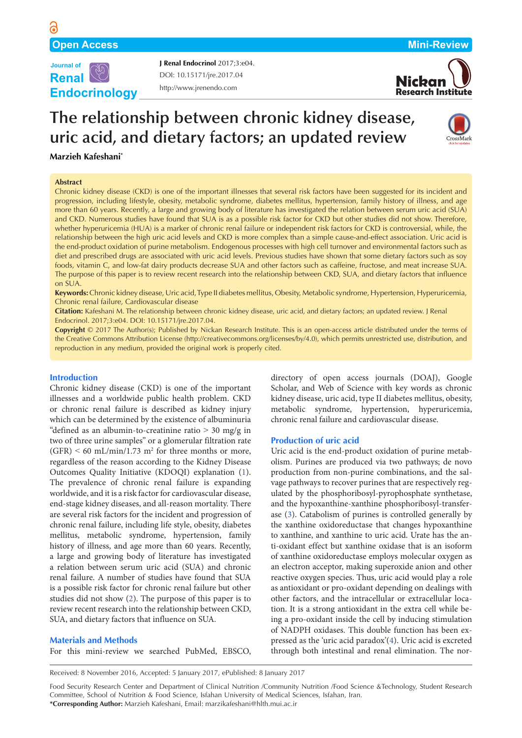Open Access

Mini-Review

**J Renal Endocrinol** 2017;3:e04.

DOI: 10.15171/jre.2017.04

http://www.jrenendo.com

# The relationship between chronic kidney disease, uric acid, and dietary factors; an updated review

**Marzieh Kafeshani***

**Abstract**

Chronic kidney disease (CKD) is one of the important illnesses that several risk factors have been suggested for its incident and progression, including lifestyle, obesity, metabolic syndrome, diabetes mellitus, hypertension, family history of illness, and age more than 60 years. Recently, a large and growing body of literature has investigated the relation between serum uric acid (SUA) and CKD. Numerous studies have found that SUA is as a possible risk factor for CKD but other studies did not show. Therefore, whether hyperuricemia (HUA) is a marker of chronic renal failure or independent risk factors for CKD is controversial, while, the relationship between the high uric acid levels and CKD is more complex than a simple cause-and-effect association. Uric acid is the end-product oxidation of purine metabolism. Endogenous processes with high cell turnover and environmental factors such as diet and prescribed drugs are associated with uric acid levels. Previous studies have shown that some dietary factors such as soy foods, vitamin C, and low-fat dairy products decrease SUA and other factors such as caffeine, fructose, and meat increase SUA. The purpose of this paper is to review recent research into the relationship between CKD, SUA, and dietary factors that influence on SUA.

**Keywords:** Chronic kidney disease, Uric acid, Type II diabetes mellitus, Obesity, Metabolic syndrome, Hypertension, Hyperuricemia, Chronic renal failure, Cardiovascular disease

**Citation:** Kafeshani M. The relationship between chronic kidney disease, uric acid, and dietary factors; an updated review. J Renal Endocrinol. 2017;3:e04. DOI: 10.15171/jre.2017.04.

**Copyright** © 2017 The Author(s); Published by Nickan Research Institute. This is an open-access article distributed under the terms of the Creative Commons Attribution License (http://creativecommons.org/licenses/by/4.0), which permits unrestricted use, distribution, and reproduction in any medium, provided the original work is properly cited.

## Introduction

Chronic kidney disease (CKD) is one of the important illnesses and a worldwide public health problem. CKD or chronic renal failure is described as kidney injury which can be determined by the existence of albuminuria "defined as an albumin-to-creatinine ratio > 30 mg/g in two of three urine samples" or a glomerular filtration rate (GFR) < 60 mL/min/1.73 $m^2$ for three months or more, regardless of the reason according to the Kidney Disease Outcomes Quality Initiative (KDOQI) explanation (1). The prevalence of chronic renal failure is expanding worldwide, and it is a risk factor for cardiovascular disease, end-stage kidney diseases, and all-reason mortality. There are several risk factors for the incident and progression of chronic renal failure, including life style, obesity, diabetes mellitus, metabolic syndrome, hypertension, family history of illness, and age more than 60 years. Recently, a large and growing body of literature has investigated a relation between serum uric acid (SUA) and chronic renal failure. A number of studies have found that SUA is a possible risk factor for chronic renal failure but other studies did not show (2). The purpose of this paper is to review recent research into the relationship between CKD, SUA, and dietary factors that influence on SUA.

## Materials and Methods

For this mini-review we searched PubMed, EBSCO, directory of open access journals (DOAJ), Google Scholar, and Web of Science with key words as chronic kidney disease, uric acid, type II diabetes mellitus, obesity, metabolic syndrome, hypertension, hyperuricemia, chronic renal failure and cardiovascular disease.

## Production of uric acid

Uric acid is the end-product oxidation of purine metabolism. Purines are produced via two pathways; de novo production from non-purine combinations, and the salvage pathways to recover purines that are respectively regulated by the phosphoribosyl-pyrophosphate synthetase, and the hypoxanthine-xanthine phosphoribosyl-transferase (3). Catabolism of purines is controlled generally by the xanthine oxidoreductase that changes hypoxanthine to xanthine, and xanthine to uric acid. Urate has the anti-oxidant effect but xanthine oxidase that is an isoform of xanthine oxidoreductase employs molecular oxygen as an electron acceptor, making superoxide anion and other reactive oxygen species. Thus, uric acid would play a role as antioxidant or pro-oxidant depending on dealings with other factors, and the intracellular or extracellular location. It is a strong antioxidant in the extra cell while being a pro-oxidant inside the cell by inducing stimulation of NADPH oxidases. This double function has been expressed as the 'uric acid paradox'(4). Uric acid is excreted through both intestinal and renal elimination. The nor-

Received: 8 November 2016, Accepted: 5 January 2017, ePublished: 8 January 2017

Food Security Research Center and Department of Clinical Nutrition /Community Nutrition /Food Science &Technology, Student Research Committee, School of Nutrition & Food Science, Isfahan University of Medical Sciences, Isfahan, Iran.

***Corresponding Author:** Marzieh Kafeshani, Email: marzikafeshani@hlth.mui.ac.ir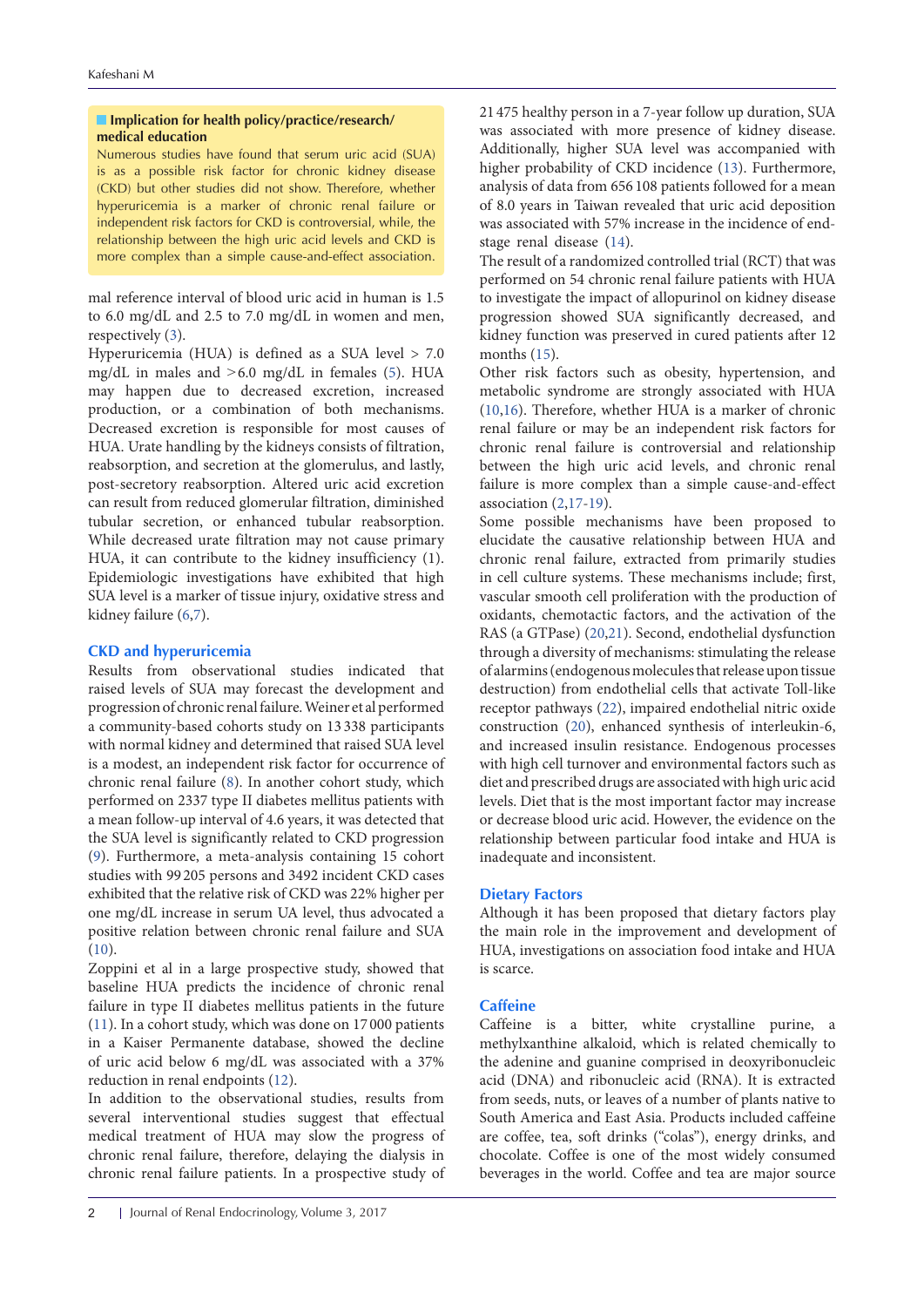**Implication for health policy/practice/research/ medical education**

Numerous studies have found that serum uric acid (SUA) is as a possible risk factor for chronic kidney disease (CKD) but other studies did not show. Therefore, whether hyperuricemia is a marker of chronic renal failure or independent risk factors for CKD is controversial, while, the relationship between the high uric acid levels and CKD is more complex than a simple cause-and-effect association.

mal reference interval of blood uric acid in human is 1.5 to 6.0 mg/dL and 2.5 to 7.0 mg/dL in women and men, respectively (3).

Hyperuricemia (HUA) is defined as a SUA level > 7.0 mg/dL in males and >6.0 mg/dL in females (5). HUA may happen due to decreased excretion, increased production, or a combination of both mechanisms. Decreased excretion is responsible for most causes of HUA. Urate handling by the kidneys consists of filtration, reabsorption, and secretion at the glomerulus, and lastly, post-secretory reabsorption. Altered uric acid excretion can result from reduced glomerular filtration, diminished tubular secretion, or enhanced tubular reabsorption. While decreased urate filtration may not cause primary HUA, it can contribute to the kidney insufficiency (1). Epidemiologic investigations have exhibited that high SUA level is a marker of tissue injury, oxidative stress and kidney failure (6,7).

## CKD and hyperuricemia

Results from observational studies indicated that raised levels of SUA may forecast the development and progression of chronic renal failure. Weiner et al performed a community-based cohorts study on 13 338 participants with normal kidney and determined that raised SUA level is a modest, an independent risk factor for occurrence of chronic renal failure (8). In another cohort study, which performed on 2337 type II diabetes mellitus patients with a mean follow-up interval of 4.6 years, it was detected that the SUA level is significantly related to CKD progression (9). Furthermore, a meta-analysis containing 15 cohort studies with 99 205 persons and 3492 incident CKD cases exhibited that the relative risk of CKD was 22% higher per one mg/dL increase in serum UA level, thus advocated a positive relation between chronic renal failure and SUA (10).

Zoppini et al in a large prospective study, showed that baseline HUA predicts the incidence of chronic renal failure in type II diabetes mellitus patients in the future (11). In a cohort study, which was done on 17 000 patients in a Kaiser Permanente database, showed the decline of uric acid below 6 mg/dL was associated with a 37% reduction in renal endpoints (12).

In addition to the observational studies, results from several interventional studies suggest that effectual medical treatment of HUA may slow the progress of chronic renal failure, therefore, delaying the dialysis in chronic renal failure patients. In a prospective study of 21 475 healthy person in a 7-year follow up duration, SUA was associated with more presence of kidney disease. Additionally, higher SUA level was accompanied with higher probability of CKD incidence (13). Furthermore, analysis of data from 656 108 patients followed for a mean of 8.0 years in Taiwan revealed that uric acid deposition was associated with 57% increase in the incidence of end-stage renal disease (14).

The result of a randomized controlled trial (RCT) that was performed on 54 chronic renal failure patients with HUA to investigate the impact of allopurinol on kidney disease progression showed SUA significantly decreased, and kidney function was preserved in cured patients after 12 months (15).

Other risk factors such as obesity, hypertension, and metabolic syndrome are strongly associated with HUA (10,16). Therefore, whether HUA is a marker of chronic renal failure or may be an independent risk factors for chronic renal failure is controversial and relationship between the high uric acid levels, and chronic renal failure is more complex than a simple cause-and-effect association (2,17-19).

Some possible mechanisms have been proposed to elucidate the causative relationship between HUA and chronic renal failure, extracted from primarily studies in cell culture systems. These mechanisms include; first, vascular smooth cell proliferation with the production of oxidants, chemotactic factors, and the activation of the RAS (a GTPase) (20,21). Second, endothelial dysfunction through a diversity of mechanisms: stimulating the release of alarmins (endogenous molecules that release upon tissue destruction) from endothelial cells that activate Toll-like receptor pathways (22), impaired endothelial nitric oxide construction (20), enhanced synthesis of interleukin-6, and increased insulin resistance. Endogenous processes with high cell turnover and environmental factors such as diet and prescribed drugs are associated with high uric acid levels. Diet that is the most important factor may increase or decrease blood uric acid. However, the evidence on the relationship between particular food intake and HUA is inadequate and inconsistent.

## Dietary Factors

Although it has been proposed that dietary factors play the main role in the improvement and development of HUA, investigations on association food intake and HUA is scarce.

## Caffeine

Caffeine is a bitter, white crystalline purine, a methylxanthine alkaloid, which is related chemically to the adenine and guanine comprised in deoxyribonucleic acid (DNA) and ribonucleic acid (RNA). It is extracted from seeds, nuts, or leaves of a number of plants native to South America and East Asia. Products included caffeine are coffee, tea, soft drinks ("colas"), energy drinks, and chocolate. Coffee is one of the most widely consumed beverages in the world. Coffee and tea are major source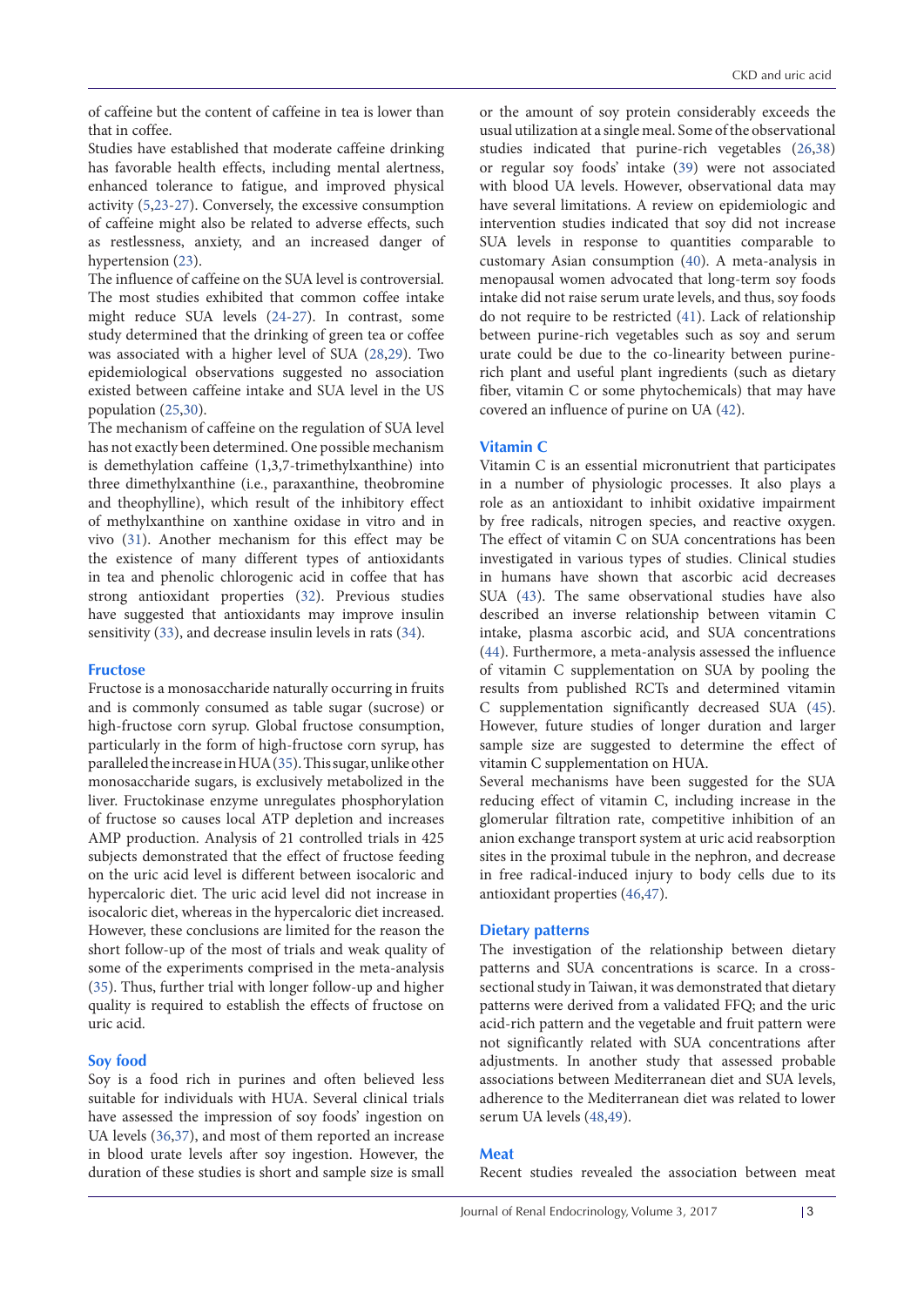of caffeine but the content of caffeine in tea is lower than that in coffee.

Studies have established that moderate caffeine drinking has favorable health effects, including mental alertness, enhanced tolerance to fatigue, and improved physical activity (5,23-27). Conversely, the excessive consumption of caffeine might also be related to adverse effects, such as restlessness, anxiety, and an increased danger of hypertension (23).

The influence of caffeine on the SUA level is controversial. The most studies exhibited that common coffee intake might reduce SUA levels (24-27). In contrast, some study determined that the drinking of green tea or coffee was associated with a higher level of SUA (28,29). Two epidemiological observations suggested no association existed between caffeine intake and SUA level in the US population (25,30).

The mechanism of caffeine on the regulation of SUA level has not exactly been determined. One possible mechanism is demethylation caffeine (1,3,7-trimethylxanthine) into three dimethylxanthine (i.e., paraxanthine, theobromine and theophylline), which result of the inhibitory effect of methylxanthine on xanthine oxidase in vitro and in vivo (31). Another mechanism for this effect may be the existence of many different types of antioxidants in tea and phenolic chlorogenic acid in coffee that has strong antioxidant properties (32). Previous studies have suggested that antioxidants may improve insulin sensitivity (33), and decrease insulin levels in rats (34).

### Fructose

Fructose is a monosaccharide naturally occurring in fruits and is commonly consumed as table sugar (sucrose) or high-fructose corn syrup. Global fructose consumption, particularly in the form of high-fructose corn syrup, has paralleled the increase in HUA (35). This sugar, unlike other monosaccharide sugars, is exclusively metabolized in the liver. Fructokinase enzyme unregulates phosphorylation of fructose so causes local ATP depletion and increases AMP production. Analysis of 21 controlled trials in 425 subjects demonstrated that the effect of fructose feeding on the uric acid level is different between isocaloric and hypercaloric diet. The uric acid level did not increase in isocaloric diet, whereas in the hypercaloric diet increased. However, these conclusions are limited for the reason the short follow-up of the most of trials and weak quality of some of the experiments comprised in the meta-analysis (35). Thus, further trial with longer follow-up and higher quality is required to establish the effects of fructose on uric acid.

### Soy food

Soy is a food rich in purines and often believed less suitable for individuals with HUA. Several clinical trials have assessed the impression of soy foods' ingestion on UA levels (36,37), and most of them reported an increase in blood urate levels after soy ingestion. However, the duration of these studies is short and sample size is small or the amount of soy protein considerably exceeds the usual utilization at a single meal. Some of the observational studies indicated that purine-rich vegetables (26,38) or regular soy foods' intake (39) were not associated with blood UA levels. However, observational data may have several limitations. A review on epidemiologic and intervention studies indicated that soy did not increase SUA levels in response to quantities comparable to customary Asian consumption (40). A meta-analysis in menopausal women advocated that long-term soy foods intake did not raise serum urate levels, and thus, soy foods do not require to be restricted (41). Lack of relationship between purine-rich vegetables such as soy and serum urate could be due to the co-linearity between purine-rich plant and useful plant ingredients (such as dietary fiber, vitamin C or some phytochemicals) that may have covered an influence of purine on UA (42).

### Vitamin C

Vitamin C is an essential micronutrient that participates in a number of physiologic processes. It also plays a role as an antioxidant to inhibit oxidative impairment by free radicals, nitrogen species, and reactive oxygen. The effect of vitamin C on SUA concentrations has been investigated in various types of studies. Clinical studies in humans have shown that ascorbic acid decreases SUA (43). The same observational studies have also described an inverse relationship between vitamin C intake, plasma ascorbic acid, and SUA concentrations (44). Furthermore, a meta-analysis assessed the influence of vitamin C supplementation on SUA by pooling the results from published RCTs and determined vitamin C supplementation significantly decreased SUA (45). However, future studies of longer duration and larger sample size are suggested to determine the effect of vitamin C supplementation on HUA.

Several mechanisms have been suggested for the SUA reducing effect of vitamin C, including increase in the glomerular filtration rate, competitive inhibition of an anion exchange transport system at uric acid reabsorption sites in the proximal tubule in the nephron, and decrease in free radical-induced injury to body cells due to its antioxidant properties (46,47).

### Dietary patterns

The investigation of the relationship between dietary patterns and SUA concentrations is scarce. In a cross-sectional study in Taiwan, it was demonstrated that dietary patterns were derived from a validated FFQ; and the uric acid-rich pattern and the vegetable and fruit pattern were not significantly related with SUA concentrations after adjustments. In another study that assessed probable associations between Mediterranean diet and SUA levels, adherence to the Mediterranean diet was related to lower serum UA levels (48,49).

### Meat

Recent studies revealed the association between meat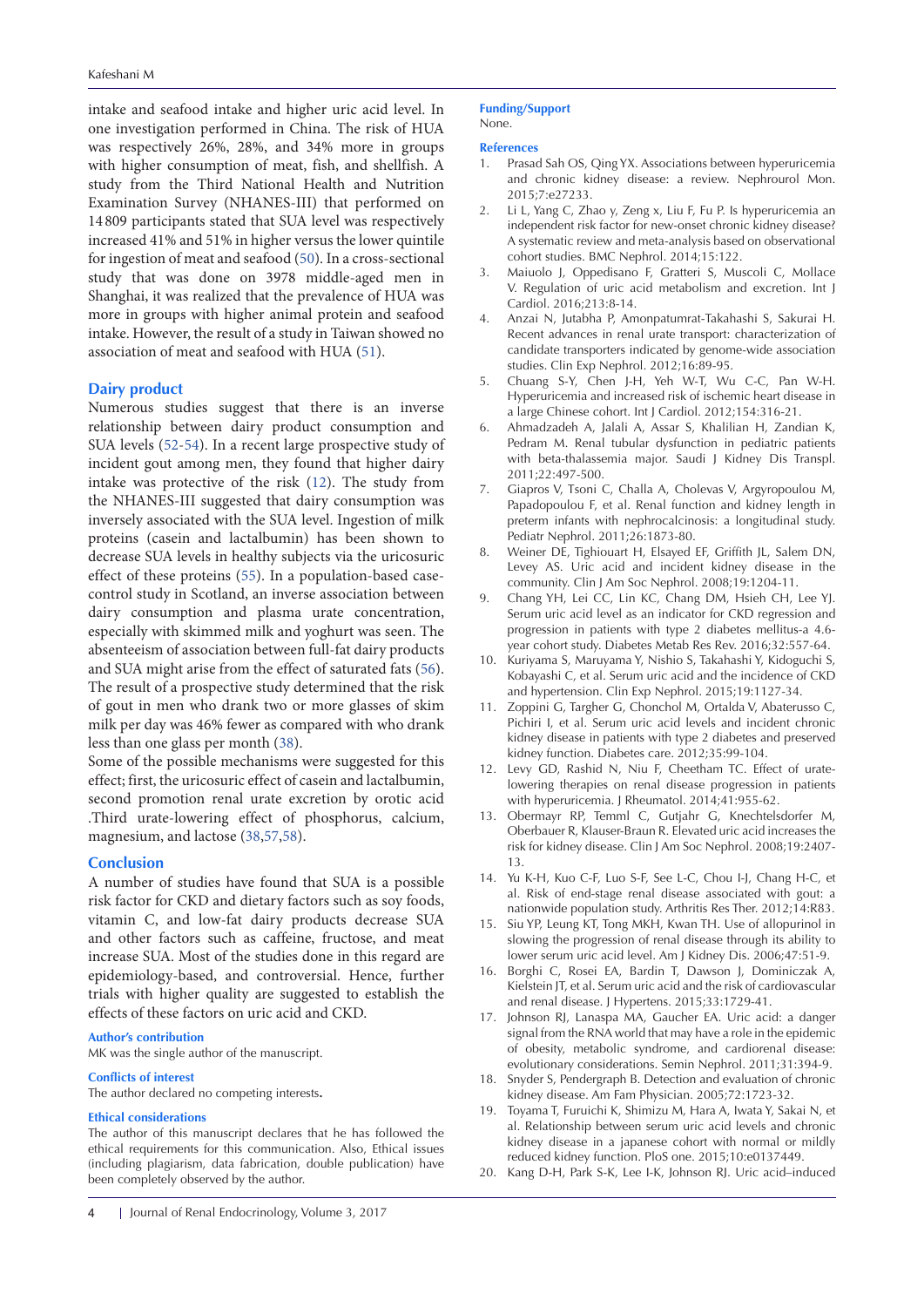intake and seafood intake and higher uric acid level. In one investigation performed in China. The risk of HUA was respectively 26%, 28%, and 34% more in groups with higher consumption of meat, fish, and shellfish. A study from the Third National Health and Nutrition Examination Survey (NHANES-III) that performed on 14 809 participants stated that SUA level was respectively increased 41% and 51% in higher versus the lower quintile for ingestion of meat and seafood (50). In a cross-sectional study that was done on 3978 middle-aged men in Shanghai, it was realized that the prevalence of HUA was more in groups with higher animal protein and seafood intake. However, the result of a study in Taiwan showed no association of meat and seafood with HUA (51).

## Dairy product

Numerous studies suggest that there is an inverse relationship between dairy product consumption and SUA levels (52-54). In a recent large prospective study of incident gout among men, they found that higher dairy intake was protective of the risk (12). The study from the NHANES-III suggested that dairy consumption was inversely associated with the SUA level. Ingestion of milk proteins (casein and lactalbumin) has been shown to decrease SUA levels in healthy subjects via the uricosuric effect of these proteins (55). In a population-based case-control study in Scotland, an inverse association between dairy consumption and plasma urate concentration, especially with skimmed milk and yoghurt was seen. The absenteeism of association between full-fat dairy products and SUA might arise from the effect of saturated fats (56). The result of a prospective study determined that the risk of gout in men who drank two or more glasses of skim milk per day was 46% fewer as compared with who drank less than one glass per month (38).

Some of the possible mechanisms were suggested for this effect; first, the uricosuric effect of casein and lactalbumin, second promotion renal urate excretion by orotic acid .Third urate-lowering effect of phosphorus, calcium, magnesium, and lactose (38,57,58).

## Conclusion

A number of studies have found that SUA is a possible risk factor for CKD and dietary factors such as soy foods, vitamin C, and low-fat dairy products decrease SUA and other factors such as caffeine, fructose, and meat increase SUA. Most of the studies done in this regard are epidemiology-based, and controversial. Hence, further trials with higher quality are suggested to establish the effects of these factors on uric acid and CKD.

### Author's contribution

MK was the single author of the manuscript.

### Conflicts of interest

The author declared no competing interests.

### Ethical considerations

The author of this manuscript declares that he has followed the ethical requirements for this communication. Also, Ethical issues (including plagiarism, data fabrication, double publication) have been completely observed by the author.

### Funding/Support

None.

### References

1. Prasad Sah OS, Qing YX. Associations between hyperuricemia and chronic kidney disease: a review. Nephrourol Mon. 2015;7:e27233.
2. Li L, Yang C, Zhao y, Zeng x, Liu F, Fu P. Is hyperuricemia an independent risk factor for new-onset chronic kidney disease? A systematic review and meta-analysis based on observational cohort studies. BMC Nephrol. 2014;15:122.
3. Maiuolo J, Oppedisano F, Gratteri S, Muscoli C, Mollace V. Regulation of uric acid metabolism and excretion. Int J Cardiol. 2016;213:8-14.
4. Anzai N, Jutabha P, Amonpatumrat-Takahashi S, Sakurai H. Recent advances in renal urate transport: characterization of candidate transporters indicated by genome-wide association studies. Clin Exp Nephrol. 2012;16:89-95.
5. Chuang S-Y, Chen J-H, Yeh W-T, Wu C-C, Pan W-H. Hyperuricemia and increased risk of ischemic heart disease in a large Chinese cohort. Int J Cardiol. 2012;154:316-21.
6. Ahmadzadeh A, Jalali A, Assar S, Khalilian H, Zandian K, Pedram M. Renal tubular dysfunction in pediatric patients with beta-thalassemia major. Saudi J Kidney Dis Transpl. 2011;22:497-500.
7. Giapros V, Tsoni C, Challa A, Cholevas V, Argyropoulou M, Papadopoulou F, et al. Renal function and kidney length in preterm infants with nephrocalcinosis: a longitudinal study. Pediatr Nephrol. 2011;26:1873-80.
8. Weiner DE, Tighiouart H, Elsayed EF, Griffith JL, Salem DN, Levey AS. Uric acid and incident kidney disease in the community. Clin J Am Soc Nephrol. 2008;19:1204-11.
9. Chang YH, Lei CC, Lin KC, Chang DM, Hsieh CH, Lee YJ. Serum uric acid level as an indicator for CKD regression and progression in patients with type 2 diabetes mellitus-a 4.6-year cohort study. Diabetes Metab Res Rev. 2016;32:557-64.
10. Kuriyama S, Maruyama Y, Nishio S, Takahashi Y, Kidoguchi S, Kobayashi C, et al. Serum uric acid and the incidence of CKD and hypertension. Clin Exp Nephrol. 2015;19:1127-34.
11. Zoppini G, Targher G, Chonchol M, Ortalda V, Abaterusso C, Pichiri I, et al. Serum uric acid levels and incident chronic kidney disease in patients with type 2 diabetes and preserved kidney function. Diabetes care. 2012;35:99-104.
12. Levy GD, Rashid N, Niu F, Cheetham TC. Effect of urate-lowering therapies on renal disease progression in patients with hyperuricemia. J Rheumatol. 2014;41:955-62.
13. Obermayr RP, Temml C, Gutjahr G, Knechtelsdorfer M, Oberbauer R, Klauser-Braun R. Elevated uric acid increases the risk for kidney disease. Clin J Am Soc Nephrol. 2008;19:2407-13.
14. Yu K-H, Kuo C-F, Luo S-F, See L-C, Chou I-J, Chang H-C, et al. Risk of end-stage renal disease associated with gout: a nationwide population study. Arthritis Res Ther. 2012;14:R83.
15. Siu YP, Leung KT, Tong MKH, Kwan TH. Use of allopurinol in slowing the progression of renal disease through its ability to lower serum uric acid level. Am J Kidney Dis. 2006;47:51-9.
16. Borghi C, Rosei EA, Bardin T, Dawson J, Dominiczak A, Kielstein JT, et al. Serum uric acid and the risk of cardiovascular and renal disease. J Hypertens. 2015;33:1729-41.
17. Johnson RJ, Lanaspa MA, Gaucher EA. Uric acid: a danger signal from the RNA world that may have a role in the epidemic of obesity, metabolic syndrome, and cardiorenal disease: evolutionary considerations. Semin Nephrol. 2011;31:394-9.
18. Snyder S, Pendergraph B. Detection and evaluation of chronic kidney disease. Am Fam Physician. 2005;72:1723-32.
19. Toyama T, Furuichi K, Shimizu M, Hara A, Iwata Y, Sakai N, et al. Relationship between serum uric acid levels and chronic kidney disease in a japanese cohort with normal or mildly reduced kidney function. PloS one. 2015;10:e0137449.
20. Kang D-H, Park S-K, Lee I-K, Johnson RJ. Uric acid–induced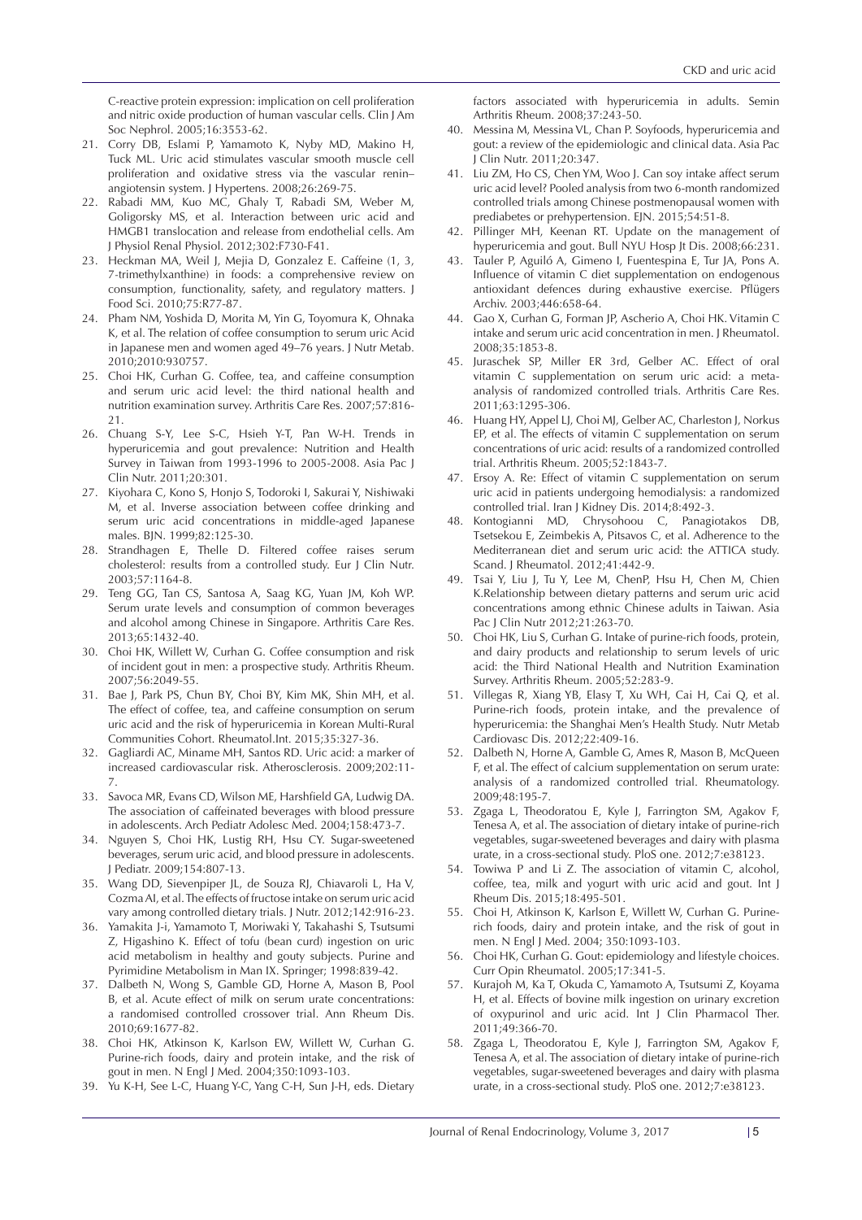C-reactive protein expression: implication on cell proliferation and nitric oxide production of human vascular cells. Clin J Am Soc Nephrol. 2005;16:3553-62.

21. Corry DB, Eslami P, Yamamoto K, Nyby MD, Makino H, Tuck ML. Uric acid stimulates vascular smooth muscle cell proliferation and oxidative stress via the vascular renin–angiotensin system. J Hypertens. 2008;26:269-75.
22. Rabadi MM, Kuo MC, Ghaly T, Rabadi SM, Weber M, Goligorsky MS, et al. Interaction between uric acid and HMGB1 translocation and release from endothelial cells. Am J Physiol Renal Physiol. 2012;302:F730-F41.
23. Heckman MA, Weil J, Mejia D, Gonzalez E. Caffeine (1, 3, 7-trimethylxanthine) in foods: a comprehensive review on consumption, functionality, safety, and regulatory matters. J Food Sci. 2010;75:R77-87.
24. Pham NM, Yoshida D, Morita M, Yin G, Toyomura K, Ohnaka K, et al. The relation of coffee consumption to serum uric Acid in Japanese men and women aged 49–76 years. J Nutr Metab. 2010;2010:930757.
25. Choi HK, Curhan G. Coffee, tea, and caffeine consumption and serum uric acid level: the third national health and nutrition examination survey. Arthritis Care Res. 2007;57:816-21.
26. Chuang S-Y, Lee S-C, Hsieh Y-T, Pan W-H. Trends in hyperuricemia and gout prevalence: Nutrition and Health Survey in Taiwan from 1993-1996 to 2005-2008. Asia Pac J Clin Nutr. 2011;20:301.
27. Kiyohara C, Kono S, Honjo S, Todoroki I, Sakurai Y, Nishiwaki M, et al. Inverse association between coffee drinking and serum uric acid concentrations in middle-aged Japanese males. BJN. 1999;82:125-30.
28. Strandhagen E, Thelle D. Filtered coffee raises serum cholesterol: results from a controlled study. Eur J Clin Nutr. 2003;57:1164-8.
29. Teng GG, Tan CS, Santosa A, Saag KG, Yuan JM, Koh WP. Serum urate levels and consumption of common beverages and alcohol among Chinese in Singapore. Arthritis Care Res. 2013;65:1432-40.
30. Choi HK, Willett W, Curhan G. Coffee consumption and risk of incident gout in men: a prospective study. Arthritis Rheum. 2007;56:2049-55.
31. Bae J, Park PS, Chun BY, Choi BY, Kim MK, Shin MH, et al. The effect of coffee, tea, and caffeine consumption on serum uric acid and the risk of hyperuricemia in Korean Multi-Rural Communities Cohort. Rheumatol.Int. 2015;35:327-36.
32. Gagliardi AC, Miname MH, Santos RD. Uric acid: a marker of increased cardiovascular risk. Atherosclerosis. 2009;202:11-7.
33. Savoca MR, Evans CD, Wilson ME, Harshfield GA, Ludwig DA. The association of caffeinated beverages with blood pressure in adolescents. Arch Pediatr Adolesc Med. 2004;158:473-7.
34. Nguyen S, Choi HK, Lustig RH, Hsu CY. Sugar-sweetened beverages, serum uric acid, and blood pressure in adolescents. J Pediatr. 2009;154:807-13.
35. Wang DD, Sievenpiper JL, de Souza RJ, Chiavaroli L, Ha V, Cozma AI, et al. The effects of fructose intake on serum uric acid vary among controlled dietary trials. J Nutr. 2012;142:916-23.
36. Yamakita J-i, Yamamoto T, Moriwaki Y, Takahashi S, Tsutsumi Z, Higashino K. Effect of tofu (bean curd) ingestion on uric acid metabolism in healthy and gouty subjects. Purine and Pyrimidine Metabolism in Man IX. Springer; 1998:839-42.
37. Dalbeth N, Wong S, Gamble GD, Horne A, Mason B, Pool B, et al. Acute effect of milk on serum urate concentrations: a randomised controlled crossover trial. Ann Rheum Dis. 2010;69:1677-82.
38. Choi HK, Atkinson K, Karlson EW, Willett W, Curhan G. Purine-rich foods, dairy and protein intake, and the risk of gout in men. N Engl J Med. 2004;350:1093-103.
39. Yu K-H, See L-C, Huang Y-C, Yang C-H, Sun J-H, eds. Dietary factors associated with hyperuricemia in adults. Semin Arthritis Rheum. 2008;37:243-50.
40. Messina M, Messina VL, Chan P. Soyfoods, hyperuricemia and gout: a review of the epidemiologic and clinical data. Asia Pac J Clin Nutr. 2011;20:347.
41. Liu ZM, Ho CS, Chen YM, Woo J. Can soy intake affect serum uric acid level? Pooled analysis from two 6-month randomized controlled trials among Chinese postmenopausal women with prediabetes or prehypertension. EJN. 2015;54:51-8.
42. Pillinger MH, Keenan RT. Update on the management of hyperuricemia and gout. Bull NYU Hosp Jt Dis. 2008;66:231.
43. Tauler P, Aguiló A, Gimeno I, Fuentespina E, Tur JA, Pons A. Influence of vitamin C diet supplementation on endogenous antioxidant defences during exhaustive exercise. Pflügers Archiv. 2003;446:658-64.
44. Gao X, Curhan G, Forman JP, Ascherio A, Choi HK. Vitamin C intake and serum uric acid concentration in men. J Rheumatol. 2008;35:1853-8.
45. Juraschek SP, Miller ER 3rd, Gelber AC. Effect of oral vitamin C supplementation on serum uric acid: a meta-analysis of randomized controlled trials. Arthritis Care Res. 2011;63:1295-306.
46. Huang HY, Appel LJ, Choi MJ, Gelber AC, Charleston J, Norkus EP, et al. The effects of vitamin C supplementation on serum concentrations of uric acid: results of a randomized controlled trial. Arthritis Rheum. 2005;52:1843-7.
47. Ersoy A. Re: Effect of vitamin C supplementation on serum uric acid in patients undergoing hemodialysis: a randomized controlled trial. Iran J Kidney Dis. 2014;8:492-3.
48. Kontogianni MD, Chrysohoou C, Panagiotakos DB, Tsetsekou E, Zeimbekis A, Pitsavos C, et al. Adherence to the Mediterranean diet and serum uric acid: the ATTICA study. Scand. J Rheumatol. 2012;41:442-9.
49. Tsai Y, Liu J, Tu Y, Lee M, ChenP, Hsu H, Chen M, Chien K.Relationship between dietary patterns and serum uric acid concentrations among ethnic Chinese adults in Taiwan. Asia Pac J Clin Nutr 2012;21:263-70.
50. Choi HK, Liu S, Curhan G. Intake of purine-rich foods, protein, and dairy products and relationship to serum levels of uric acid: the Third National Health and Nutrition Examination Survey. Arthritis Rheum. 2005;52:283-9.
51. Villegas R, Xiang YB, Elasy T, Xu WH, Cai H, Cai Q, et al. Purine-rich foods, protein intake, and the prevalence of hyperuricemia: the Shanghai Men's Health Study. Nutr Metab Cardiovasc Dis. 2012;22:409-16.
52. Dalbeth N, Horne A, Gamble G, Ames R, Mason B, McQueen F, et al. The effect of calcium supplementation on serum urate: analysis of a randomized controlled trial. Rheumatology. 2009;48:195-7.
53. Zgaga L, Theodoratou E, Kyle J, Farrington SM, Agakov F, Tenesa A, et al. The association of dietary intake of purine-rich vegetables, sugar-sweetened beverages and dairy with plasma urate, in a cross-sectional study. PloS one. 2012;7:e38123.
54. Towiwa P and Li Z. The association of vitamin C, alcohol, coffee, tea, milk and yogurt with uric acid and gout. Int J Rheum Dis. 2015;18:495-501.
55. Choi H, Atkinson K, Karlson E, Willett W, Curhan G. Purine-rich foods, dairy and protein intake, and the risk of gout in men. N Engl J Med. 2004; 350:1093-103.
56. Choi HK, Curhan G. Gout: epidemiology and lifestyle choices. Curr Opin Rheumatol. 2005;17:341-5.
57. Kurajoh M, Ka T, Okuda C, Yamamoto A, Tsutsumi Z, Koyama H, et al. Effects of bovine milk ingestion on urinary excretion of oxypurinol and uric acid. Int J Clin Pharmacol Ther. 2011;49:366-70.
58. Zgaga L, Theodoratou E, Kyle J, Farrington SM, Agakov F, Tenesa A, et al. The association of dietary intake of purine-rich vegetables, sugar-sweetened beverages and dairy with plasma urate, in a cross-sectional study. PloS one. 2012;7:e38123.